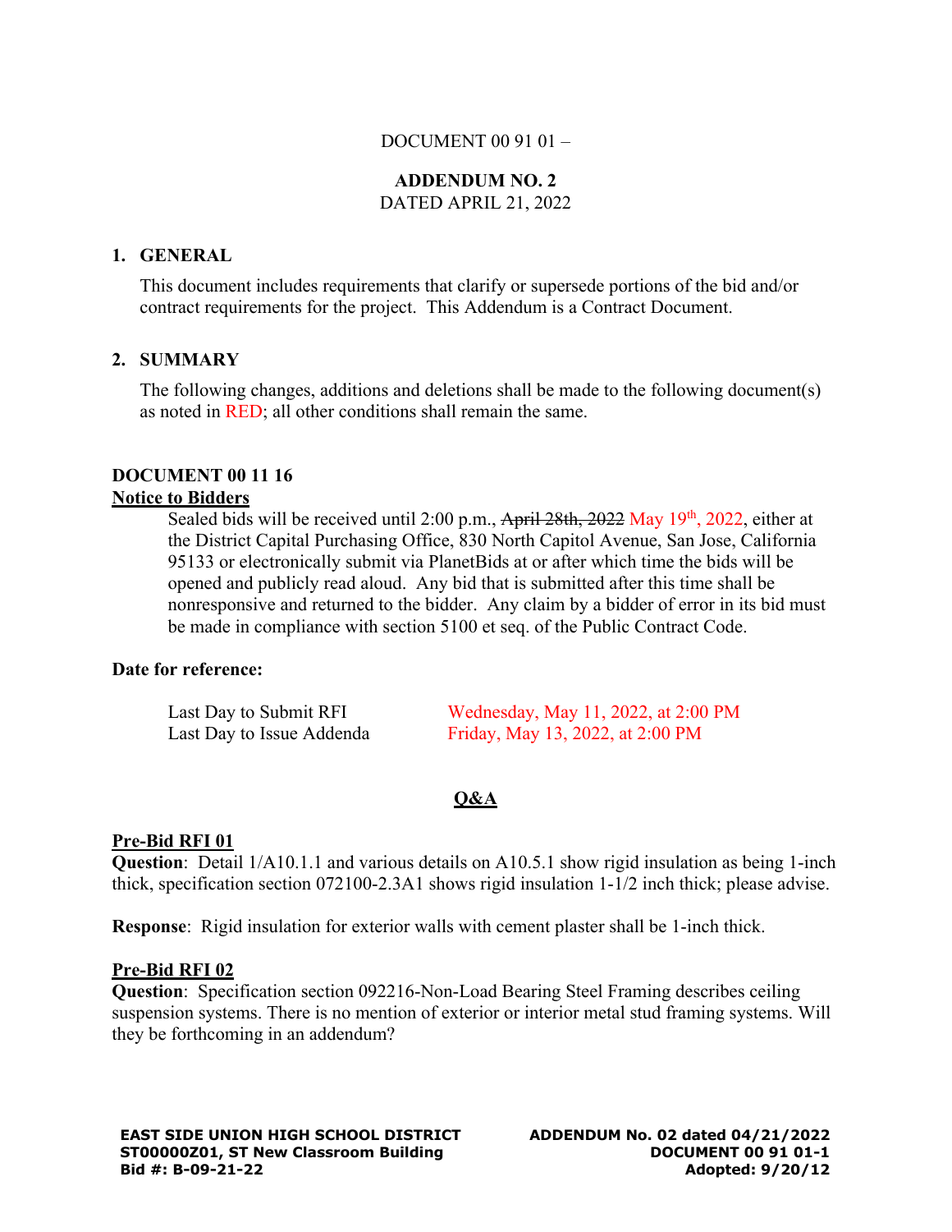DOCUMENT 00 91 01 –

**ADDENDUM NO. 2**
DATED APRIL 21, 2022

## 1. GENERAL

This document includes requirements that clarify or supersede portions of the bid and/or contract requirements for the project. This Addendum is a Contract Document.

## 2. SUMMARY

The following changes, additions and deletions shall be made to the following document(s) as noted in RED; all other conditions shall remain the same.

**DOCUMENT 00 11 16**

**Notice to Bidders**

Sealed bids will be received until 2:00 p.m., ~~April 28th, 2022~~ May 19th, 2022, either at the District Capital Purchasing Office, 830 North Capitol Avenue, San Jose, California 95133 or electronically submit via PlanetBids at or after which time the bids will be opened and publicly read aloud. Any bid that is submitted after this time shall be nonresponsive and returned to the bidder. Any claim by a bidder of error in its bid must be made in compliance with section 5100 et seq. of the Public Contract Code.

**Date for reference:**

| | |
|---|---|
| Last Day to Submit RFI | Wednesday, May 11, 2022, at 2:00 PM |
| Last Day to Issue Addenda | Friday, May 13, 2022, at 2:00 PM |

**Q&A**

**Pre-Bid RFI 01**

**Question**: Detail 1/A10.1.1 and various details on A10.5.1 show rigid insulation as being 1-inch thick, specification section 072100-2.3A1 shows rigid insulation 1-1/2 inch thick; please advise.

**Response**: Rigid insulation for exterior walls with cement plaster shall be 1-inch thick.

**Pre-Bid RFI 02**

**Question**: Specification section 092216-Non-Load Bearing Steel Framing describes ceiling suspension systems. There is no mention of exterior or interior metal stud framing systems. Will they be forthcoming in an addendum?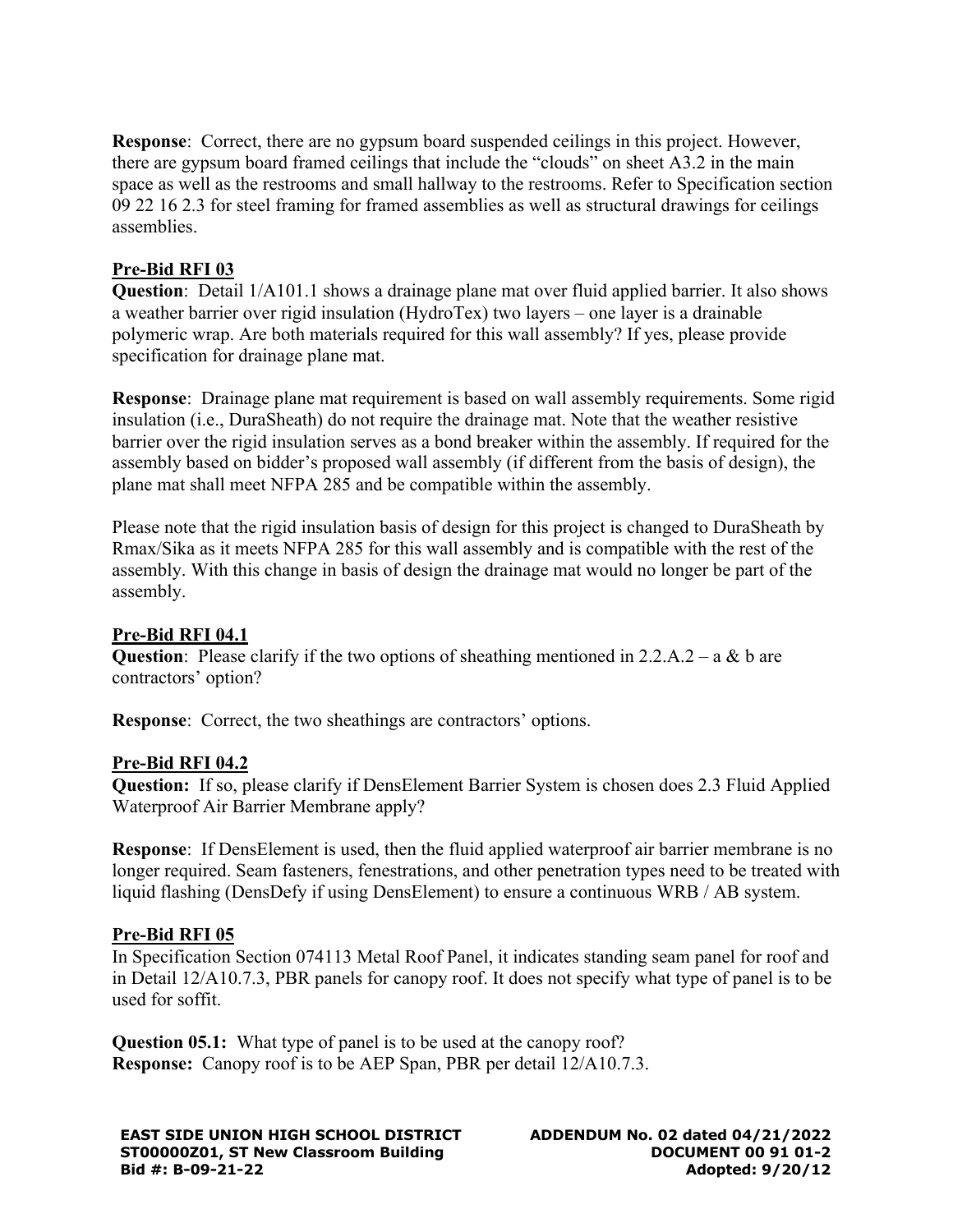**Response**: Correct, there are no gypsum board suspended ceilings in this project. However, there are gypsum board framed ceilings that include the "clouds" on sheet A3.2 in the main space as well as the restrooms and small hallway to the restrooms. Refer to Specification section 09 22 16 2.3 for steel framing for framed assemblies as well as structural drawings for ceilings assemblies.

## Pre-Bid RFI 03

**Question**: Detail 1/A101.1 shows a drainage plane mat over fluid applied barrier. It also shows a weather barrier over rigid insulation (HydroTex) two layers – one layer is a drainable polymeric wrap. Are both materials required for this wall assembly? If yes, please provide specification for drainage plane mat.

**Response**: Drainage plane mat requirement is based on wall assembly requirements. Some rigid insulation (i.e., DuraSheath) do not require the drainage mat. Note that the weather resistive barrier over the rigid insulation serves as a bond breaker within the assembly. If required for the assembly based on bidder's proposed wall assembly (if different from the basis of design), the plane mat shall meet NFPA 285 and be compatible within the assembly.

Please note that the rigid insulation basis of design for this project is changed to DuraSheath by Rmax/Sika as it meets NFPA 285 for this wall assembly and is compatible with the rest of the assembly. With this change in basis of design the drainage mat would no longer be part of the assembly.

## Pre-Bid RFI 04.1

**Question**: Please clarify if the two options of sheathing mentioned in 2.2.A.2 – a & b are contractors' option?

**Response**: Correct, the two sheathings are contractors' options.

## Pre-Bid RFI 04.2

**Question:** If so, please clarify if DensElement Barrier System is chosen does 2.3 Fluid Applied Waterproof Air Barrier Membrane apply?

**Response**: If DensElement is used, then the fluid applied waterproof air barrier membrane is no longer required. Seam fasteners, fenestrations, and other penetration types need to be treated with liquid flashing (DensDefy if using DensElement) to ensure a continuous WRB / AB system.

## Pre-Bid RFI 05

In Specification Section 074113 Metal Roof Panel, it indicates standing seam panel for roof and in Detail 12/A10.7.3, PBR panels for canopy roof. It does not specify what type of panel is to be used for soffit.

**Question 05.1:** What type of panel is to be used at the canopy roof?
**Response:** Canopy roof is to be AEP Span, PBR per detail 12/A10.7.3.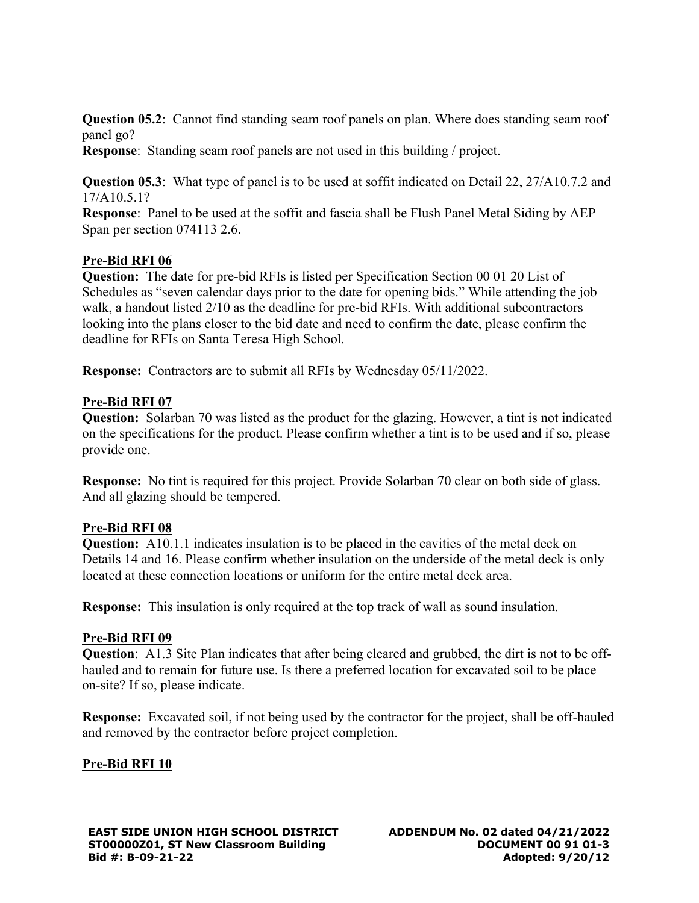**Question 05.2**: Cannot find standing seam roof panels on plan. Where does standing seam roof panel go?
**Response**: Standing seam roof panels are not used in this building / project.

**Question 05.3**: What type of panel is to be used at soffit indicated on Detail 22, 27/A10.7.2 and 17/A10.5.1?
**Response**: Panel to be used at the soffit and fascia shall be Flush Panel Metal Siding by AEP Span per section 074113 2.6.

**Pre-Bid RFI 06**

**Question:** The date for pre-bid RFIs is listed per Specification Section 00 01 20 List of Schedules as "seven calendar days prior to the date for opening bids." While attending the job walk, a handout listed 2/10 as the deadline for pre-bid RFIs. With additional subcontractors looking into the plans closer to the bid date and need to confirm the date, please confirm the deadline for RFIs on Santa Teresa High School.

**Response:** Contractors are to submit all RFIs by Wednesday 05/11/2022.

**Pre-Bid RFI 07**

**Question:** Solarban 70 was listed as the product for the glazing. However, a tint is not indicated on the specifications for the product. Please confirm whether a tint is to be used and if so, please provide one.

**Response:** No tint is required for this project. Provide Solarban 70 clear on both side of glass. And all glazing should be tempered.

**Pre-Bid RFI 08**

**Question:** A10.1.1 indicates insulation is to be placed in the cavities of the metal deck on Details 14 and 16. Please confirm whether insulation on the underside of the metal deck is only located at these connection locations or uniform for the entire metal deck area.

**Response:** This insulation is only required at the top track of wall as sound insulation.

**Pre-Bid RFI 09**

**Question**: A1.3 Site Plan indicates that after being cleared and grubbed, the dirt is not to be off-hauled and to remain for future use. Is there a preferred location for excavated soil to be place on-site? If so, please indicate.

**Response:** Excavated soil, if not being used by the contractor for the project, shall be off-hauled and removed by the contractor before project completion.

**Pre-Bid RFI 10**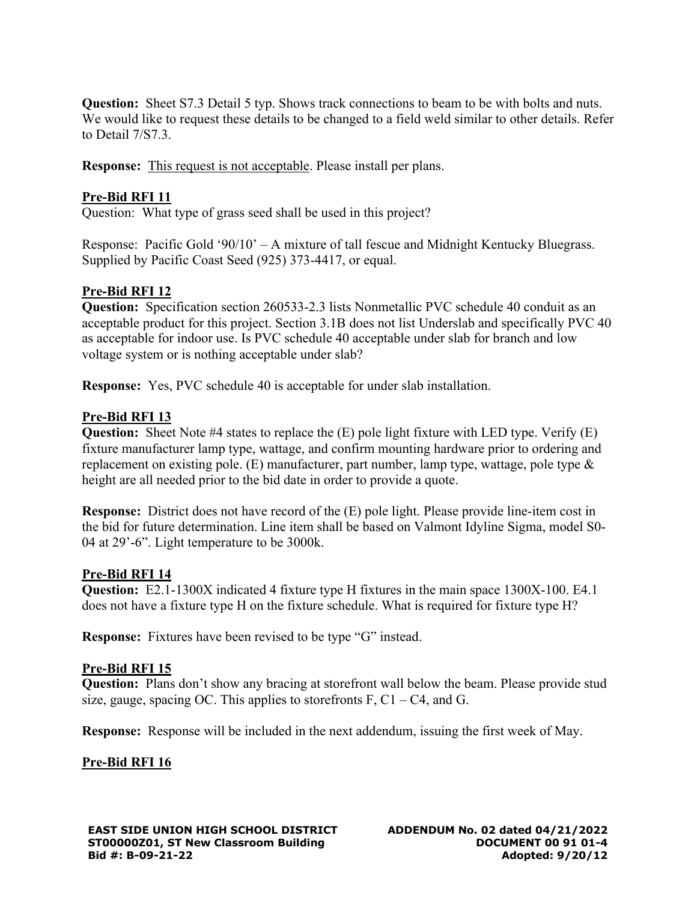**Question:** Sheet S7.3 Detail 5 typ. Shows track connections to beam to be with bolts and nuts. We would like to request these details to be changed to a field weld similar to other details. Refer to Detail 7/S7.3.

**Response:** This request is not acceptable. Please install per plans.

## Pre-Bid RFI 11

Question: What type of grass seed shall be used in this project?

Response: Pacific Gold '90/10' – A mixture of tall fescue and Midnight Kentucky Bluegrass. Supplied by Pacific Coast Seed (925) 373-4417, or equal.

## Pre-Bid RFI 12

**Question:** Specification section 260533-2.3 lists Nonmetallic PVC schedule 40 conduit as an acceptable product for this project. Section 3.1B does not list Underslab and specifically PVC 40 as acceptable for indoor use. Is PVC schedule 40 acceptable under slab for branch and low voltage system or is nothing acceptable under slab?

**Response:** Yes, PVC schedule 40 is acceptable for under slab installation.

## Pre-Bid RFI 13

**Question:** Sheet Note #4 states to replace the (E) pole light fixture with LED type. Verify (E) fixture manufacturer lamp type, wattage, and confirm mounting hardware prior to ordering and replacement on existing pole. (E) manufacturer, part number, lamp type, wattage, pole type & height are all needed prior to the bid date in order to provide a quote.

**Response:** District does not have record of the (E) pole light. Please provide line-item cost in the bid for future determination. Line item shall be based on Valmont Idyline Sigma, model S0-04 at 29'-6". Light temperature to be 3000k.

## Pre-Bid RFI 14

**Question:** E2.1-1300X indicated 4 fixture type H fixtures in the main space 1300X-100. E4.1 does not have a fixture type H on the fixture schedule. What is required for fixture type H?

**Response:** Fixtures have been revised to be type "G" instead.

## Pre-Bid RFI 15

**Question:** Plans don't show any bracing at storefront wall below the beam. Please provide stud size, gauge, spacing OC. This applies to storefronts F, C1 – C4, and G.

**Response:** Response will be included in the next addendum, issuing the first week of May.

## Pre-Bid RFI 16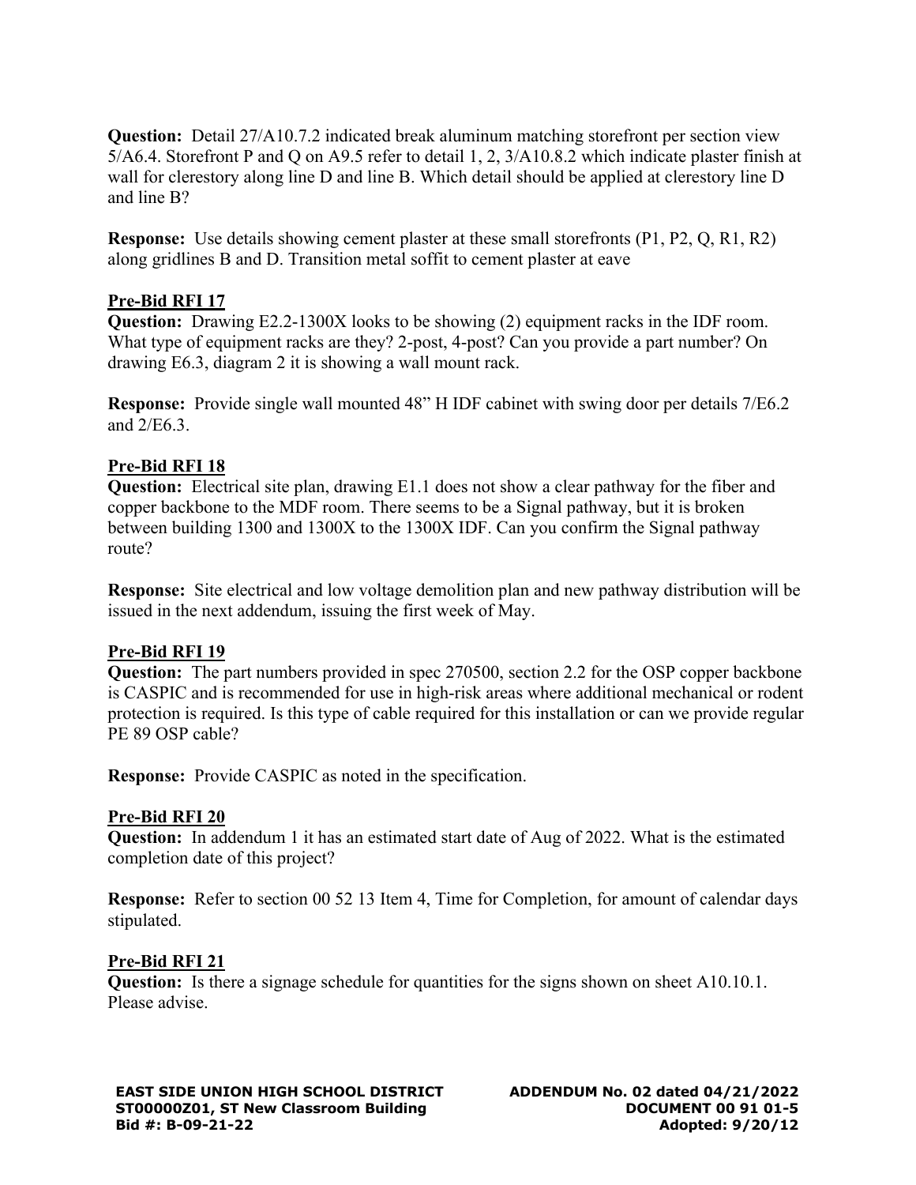**Question:** Detail 27/A10.7.2 indicated break aluminum matching storefront per section view 5/A6.4. Storefront P and Q on A9.5 refer to detail 1, 2, 3/A10.8.2 which indicate plaster finish at wall for clerestory along line D and line B. Which detail should be applied at clerestory line D and line B?

**Response:** Use details showing cement plaster at these small storefronts (P1, P2, Q, R1, R2) along gridlines B and D. Transition metal soffit to cement plaster at eave

## Pre-Bid RFI 17

**Question:** Drawing E2.2-1300X looks to be showing (2) equipment racks in the IDF room. What type of equipment racks are they? 2-post, 4-post? Can you provide a part number? On drawing E6.3, diagram 2 it is showing a wall mount rack.

**Response:** Provide single wall mounted 48" H IDF cabinet with swing door per details 7/E6.2 and 2/E6.3.

## Pre-Bid RFI 18

**Question:** Electrical site plan, drawing E1.1 does not show a clear pathway for the fiber and copper backbone to the MDF room. There seems to be a Signal pathway, but it is broken between building 1300 and 1300X to the 1300X IDF. Can you confirm the Signal pathway route?

**Response:** Site electrical and low voltage demolition plan and new pathway distribution will be issued in the next addendum, issuing the first week of May.

## Pre-Bid RFI 19

**Question:** The part numbers provided in spec 270500, section 2.2 for the OSP copper backbone is CASPIC and is recommended for use in high-risk areas where additional mechanical or rodent protection is required. Is this type of cable required for this installation or can we provide regular PE 89 OSP cable?

**Response:** Provide CASPIC as noted in the specification.

## Pre-Bid RFI 20

**Question:** In addendum 1 it has an estimated start date of Aug of 2022. What is the estimated completion date of this project?

**Response:** Refer to section 00 52 13 Item 4, Time for Completion, for amount of calendar days stipulated.

## Pre-Bid RFI 21

**Question:** Is there a signage schedule for quantities for the signs shown on sheet A10.10.1. Please advise.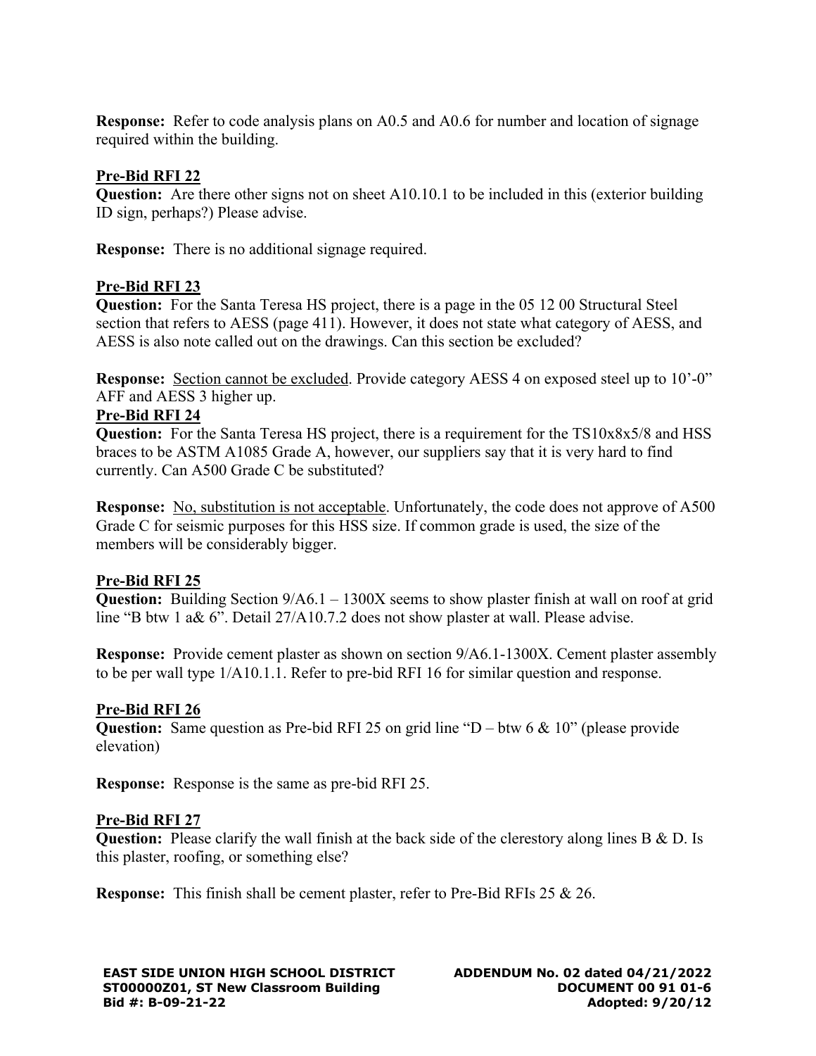**Response:** Refer to code analysis plans on A0.5 and A0.6 for number and location of signage required within the building.

**Pre-Bid RFI 22**

**Question:** Are there other signs not on sheet A10.10.1 to be included in this (exterior building ID sign, perhaps?) Please advise.

**Response:** There is no additional signage required.

**Pre-Bid RFI 23**

**Question:** For the Santa Teresa HS project, there is a page in the 05 12 00 Structural Steel section that refers to AESS (page 411). However, it does not state what category of AESS, and AESS is also note called out on the drawings. Can this section be excluded?

**Response:** Section cannot be excluded. Provide category AESS 4 on exposed steel up to 10'-0" AFF and AESS 3 higher up.

**Pre-Bid RFI 24**

**Question:** For the Santa Teresa HS project, there is a requirement for the TS10x8x5/8 and HSS braces to be ASTM A1085 Grade A, however, our suppliers say that it is very hard to find currently. Can A500 Grade C be substituted?

**Response:** No, substitution is not acceptable. Unfortunately, the code does not approve of A500 Grade C for seismic purposes for this HSS size. If common grade is used, the size of the members will be considerably bigger.

**Pre-Bid RFI 25**

**Question:** Building Section 9/A6.1 – 1300X seems to show plaster finish at wall on roof at grid line "B btw 1 a& 6". Detail 27/A10.7.2 does not show plaster at wall. Please advise.

**Response:** Provide cement plaster as shown on section 9/A6.1-1300X. Cement plaster assembly to be per wall type 1/A10.1.1. Refer to pre-bid RFI 16 for similar question and response.

**Pre-Bid RFI 26**

**Question:** Same question as Pre-bid RFI 25 on grid line "D – btw 6 & 10" (please provide elevation)

**Response:** Response is the same as pre-bid RFI 25.

**Pre-Bid RFI 27**

**Question:** Please clarify the wall finish at the back side of the clerestory along lines B & D. Is this plaster, roofing, or something else?

**Response:** This finish shall be cement plaster, refer to Pre-Bid RFIs 25 & 26.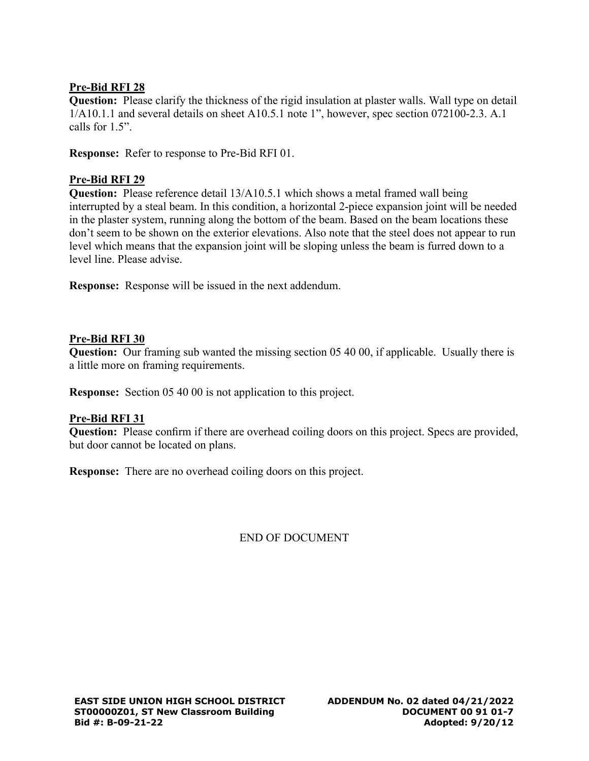**Pre-Bid RFI 28**

**Question:** Please clarify the thickness of the rigid insulation at plaster walls. Wall type on detail 1/A10.1.1 and several details on sheet A10.5.1 note 1", however, spec section 072100-2.3. A.1 calls for 1.5".

**Response:** Refer to response to Pre-Bid RFI 01.

**Pre-Bid RFI 29**

**Question:** Please reference detail 13/A10.5.1 which shows a metal framed wall being interrupted by a steal beam. In this condition, a horizontal 2-piece expansion joint will be needed in the plaster system, running along the bottom of the beam. Based on the beam locations these don't seem to be shown on the exterior elevations. Also note that the steel does not appear to run level which means that the expansion joint will be sloping unless the beam is furred down to a level line. Please advise.

**Response:** Response will be issued in the next addendum.

**Pre-Bid RFI 30**

**Question:** Our framing sub wanted the missing section 05 40 00, if applicable. Usually there is a little more on framing requirements.

**Response:** Section 05 40 00 is not application to this project.

**Pre-Bid RFI 31**

**Question:** Please confirm if there are overhead coiling doors on this project. Specs are provided, but door cannot be located on plans.

**Response:** There are no overhead coiling doors on this project.

END OF DOCUMENT